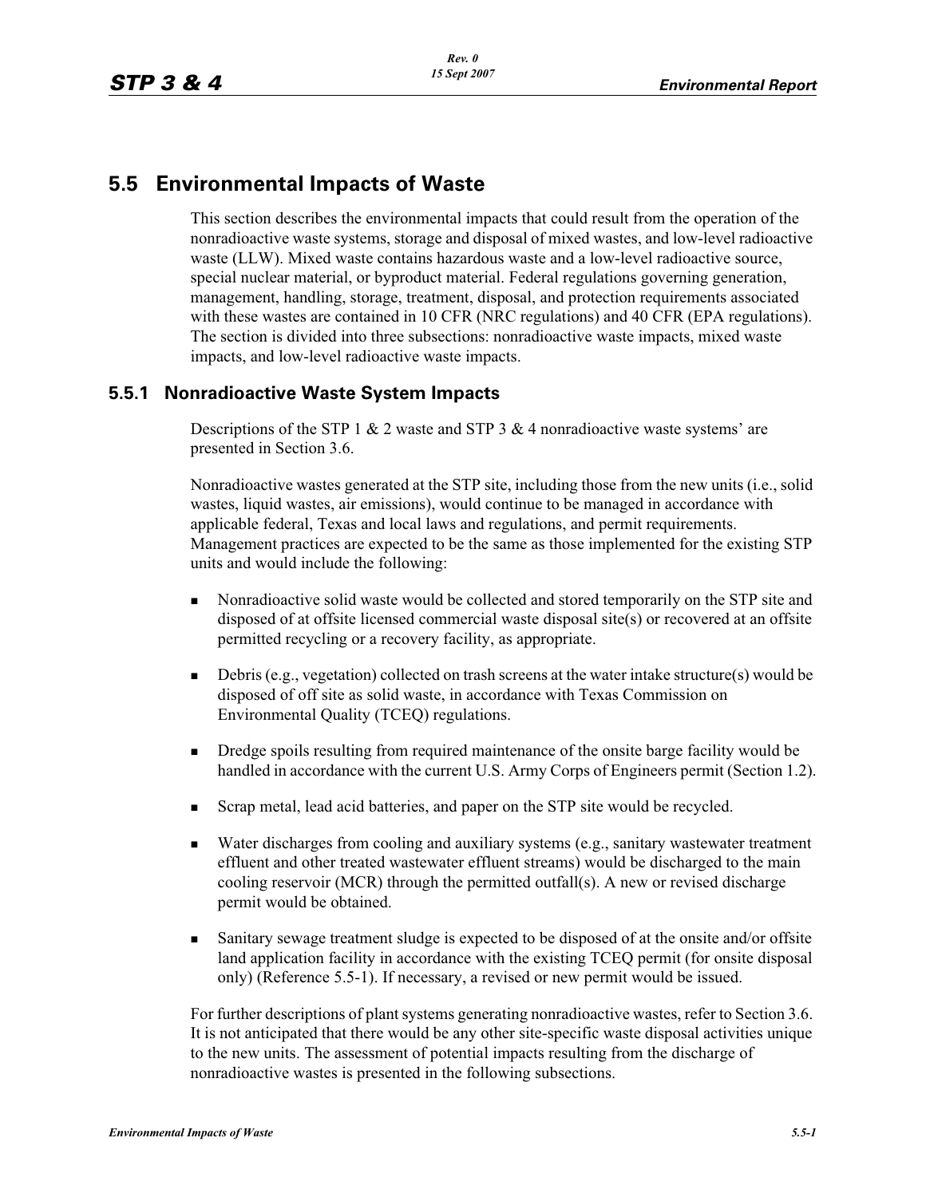## 5.5 Environmental Impacts of Waste

This section describes the environmental impacts that could result from the operation of the nonradioactive waste systems, storage and disposal of mixed wastes, and low-level radioactive waste (LLW). Mixed waste contains hazardous waste and a low-level radioactive source, special nuclear material, or byproduct material. Federal regulations governing generation, management, handling, storage, treatment, disposal, and protection requirements associated with these wastes are contained in 10 CFR (NRC regulations) and 40 CFR (EPA regulations). The section is divided into three subsections: nonradioactive waste impacts, mixed waste impacts, and low-level radioactive waste impacts.

### 5.5.1 Nonradioactive Waste System Impacts

Descriptions of the STP 1 & 2 waste and STP 3 & 4 nonradioactive waste systems' are presented in Section 3.6.

Nonradioactive wastes generated at the STP site, including those from the new units (i.e., solid wastes, liquid wastes, air emissions), would continue to be managed in accordance with applicable federal, Texas and local laws and regulations, and permit requirements. Management practices are expected to be the same as those implemented for the existing STP units and would include the following:

- Nonradioactive solid waste would be collected and stored temporarily on the STP site and disposed of at offsite licensed commercial waste disposal site(s) or recovered at an offsite permitted recycling or a recovery facility, as appropriate.
- Debris (e.g., vegetation) collected on trash screens at the water intake structure(s) would be disposed of off site as solid waste, in accordance with Texas Commission on Environmental Quality (TCEQ) regulations.
- Dredge spoils resulting from required maintenance of the onsite barge facility would be handled in accordance with the current U.S. Army Corps of Engineers permit (Section 1.2).
- Scrap metal, lead acid batteries, and paper on the STP site would be recycled.
- Water discharges from cooling and auxiliary systems (e.g., sanitary wastewater treatment effluent and other treated wastewater effluent streams) would be discharged to the main cooling reservoir (MCR) through the permitted outfall(s). A new or revised discharge permit would be obtained.
- Sanitary sewage treatment sludge is expected to be disposed of at the onsite and/or offsite land application facility in accordance with the existing TCEQ permit (for onsite disposal only) (Reference 5.5-1). If necessary, a revised or new permit would be issued.

For further descriptions of plant systems generating nonradioactive wastes, refer to Section 3.6. It is not anticipated that there would be any other site-specific waste disposal activities unique to the new units. The assessment of potential impacts resulting from the discharge of nonradioactive wastes is presented in the following subsections.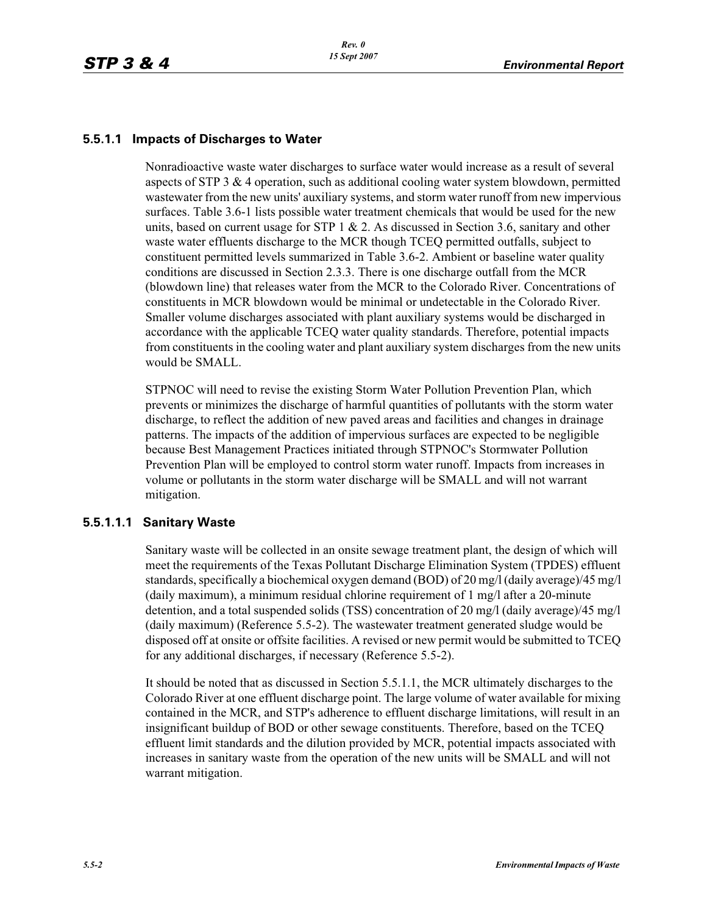### 5.5.1.1 Impacts of Discharges to Water

Nonradioactive waste water discharges to surface water would increase as a result of several aspects of STP 3 & 4 operation, such as additional cooling water system blowdown, permitted wastewater from the new units' auxiliary systems, and storm water runoff from new impervious surfaces. Table 3.6-1 lists possible water treatment chemicals that would be used for the new units, based on current usage for STP 1 & 2. As discussed in Section 3.6, sanitary and other waste water effluents discharge to the MCR though TCEQ permitted outfalls, subject to constituent permitted levels summarized in Table 3.6-2. Ambient or baseline water quality conditions are discussed in Section 2.3.3. There is one discharge outfall from the MCR (blowdown line) that releases water from the MCR to the Colorado River. Concentrations of constituents in MCR blowdown would be minimal or undetectable in the Colorado River. Smaller volume discharges associated with plant auxiliary systems would be discharged in accordance with the applicable TCEQ water quality standards. Therefore, potential impacts from constituents in the cooling water and plant auxiliary system discharges from the new units would be SMALL.

STPNOC will need to revise the existing Storm Water Pollution Prevention Plan, which prevents or minimizes the discharge of harmful quantities of pollutants with the storm water discharge, to reflect the addition of new paved areas and facilities and changes in drainage patterns. The impacts of the addition of impervious surfaces are expected to be negligible because Best Management Practices initiated through STPNOC's Stormwater Pollution Prevention Plan will be employed to control storm water runoff. Impacts from increases in volume or pollutants in the storm water discharge will be SMALL and will not warrant mitigation.

#### 5.5.1.1.1 Sanitary Waste

Sanitary waste will be collected in an onsite sewage treatment plant, the design of which will meet the requirements of the Texas Pollutant Discharge Elimination System (TPDES) effluent standards, specifically a biochemical oxygen demand (BOD) of 20 mg/l (daily average)/45 mg/l (daily maximum), a minimum residual chlorine requirement of 1 mg/l after a 20-minute detention, and a total suspended solids (TSS) concentration of 20 mg/l (daily average)/45 mg/l (daily maximum) (Reference 5.5-2). The wastewater treatment generated sludge would be disposed off at onsite or offsite facilities. A revised or new permit would be submitted to TCEQ for any additional discharges, if necessary (Reference 5.5-2).

It should be noted that as discussed in Section 5.5.1.1, the MCR ultimately discharges to the Colorado River at one effluent discharge point. The large volume of water available for mixing contained in the MCR, and STP's adherence to effluent discharge limitations, will result in an insignificant buildup of BOD or other sewage constituents. Therefore, based on the TCEQ effluent limit standards and the dilution provided by MCR, potential impacts associated with increases in sanitary waste from the operation of the new units will be SMALL and will not warrant mitigation.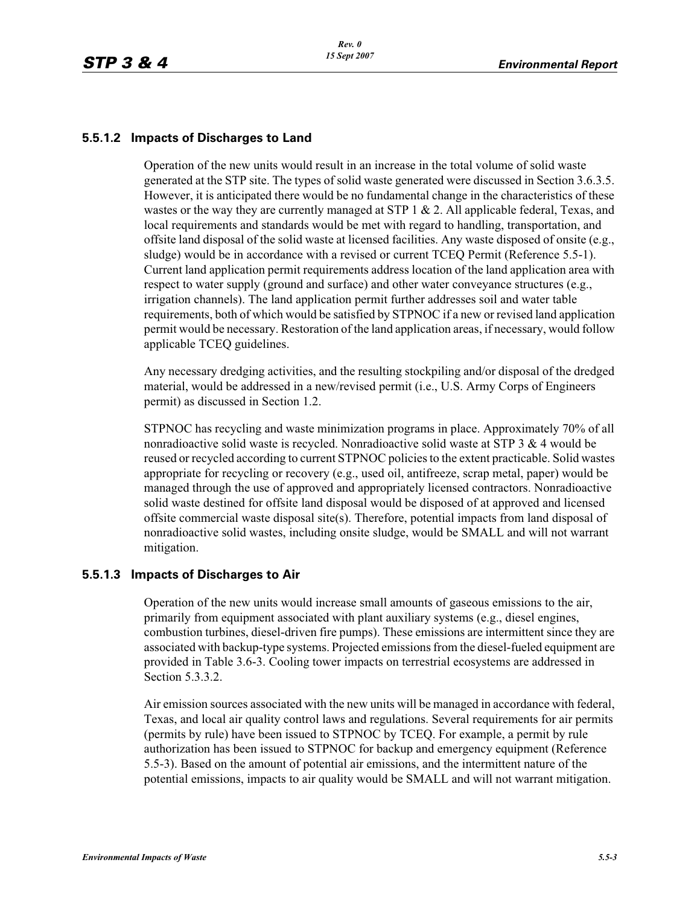### 5.5.1.2 Impacts of Discharges to Land

Operation of the new units would result in an increase in the total volume of solid waste generated at the STP site. The types of solid waste generated were discussed in Section 3.6.3.5. However, it is anticipated there would be no fundamental change in the characteristics of these wastes or the way they are currently managed at STP 1 & 2. All applicable federal, Texas, and local requirements and standards would be met with regard to handling, transportation, and offsite land disposal of the solid waste at licensed facilities. Any waste disposed of onsite (e.g., sludge) would be in accordance with a revised or current TCEQ Permit (Reference 5.5-1). Current land application permit requirements address location of the land application area with respect to water supply (ground and surface) and other water conveyance structures (e.g., irrigation channels). The land application permit further addresses soil and water table requirements, both of which would be satisfied by STPNOC if a new or revised land application permit would be necessary. Restoration of the land application areas, if necessary, would follow applicable TCEQ guidelines.

Any necessary dredging activities, and the resulting stockpiling and/or disposal of the dredged material, would be addressed in a new/revised permit (i.e., U.S. Army Corps of Engineers permit) as discussed in Section 1.2.

STPNOC has recycling and waste minimization programs in place. Approximately 70% of all nonradioactive solid waste is recycled. Nonradioactive solid waste at STP 3 & 4 would be reused or recycled according to current STPNOC policies to the extent practicable. Solid wastes appropriate for recycling or recovery (e.g., used oil, antifreeze, scrap metal, paper) would be managed through the use of approved and appropriately licensed contractors. Nonradioactive solid waste destined for offsite land disposal would be disposed of at approved and licensed offsite commercial waste disposal site(s). Therefore, potential impacts from land disposal of nonradioactive solid wastes, including onsite sludge, would be SMALL and will not warrant mitigation.

### 5.5.1.3 Impacts of Discharges to Air

Operation of the new units would increase small amounts of gaseous emissions to the air, primarily from equipment associated with plant auxiliary systems (e.g., diesel engines, combustion turbines, diesel-driven fire pumps). These emissions are intermittent since they are associated with backup-type systems. Projected emissions from the diesel-fueled equipment are provided in Table 3.6-3. Cooling tower impacts on terrestrial ecosystems are addressed in Section 5.3.3.2.

Air emission sources associated with the new units will be managed in accordance with federal, Texas, and local air quality control laws and regulations. Several requirements for air permits (permits by rule) have been issued to STPNOC by TCEQ. For example, a permit by rule authorization has been issued to STPNOC for backup and emergency equipment (Reference 5.5-3). Based on the amount of potential air emissions, and the intermittent nature of the potential emissions, impacts to air quality would be SMALL and will not warrant mitigation.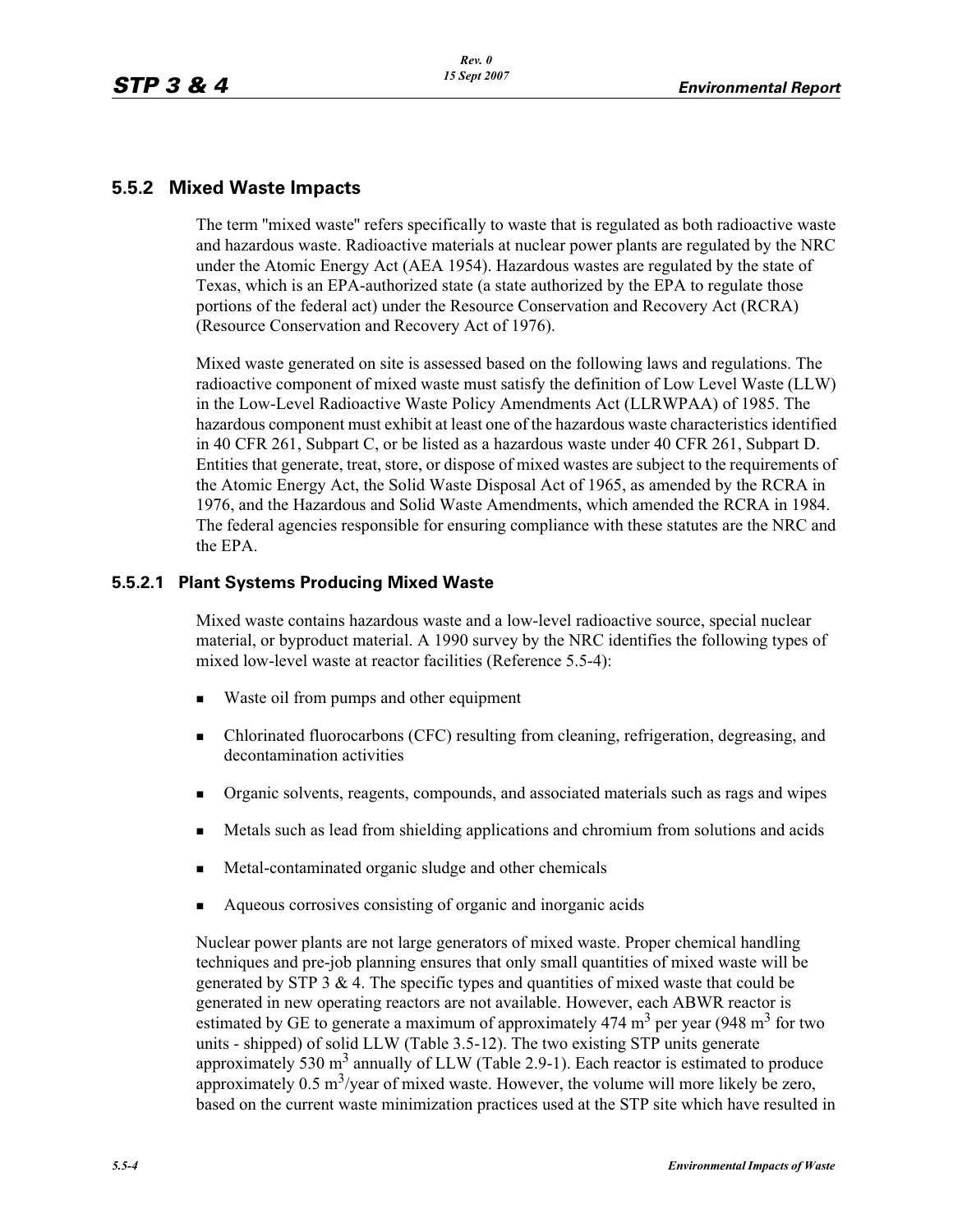## 5.5.2 Mixed Waste Impacts

The term "mixed waste" refers specifically to waste that is regulated as both radioactive waste and hazardous waste. Radioactive materials at nuclear power plants are regulated by the NRC under the Atomic Energy Act (AEA 1954). Hazardous wastes are regulated by the state of Texas, which is an EPA-authorized state (a state authorized by the EPA to regulate those portions of the federal act) under the Resource Conservation and Recovery Act (RCRA) (Resource Conservation and Recovery Act of 1976).

Mixed waste generated on site is assessed based on the following laws and regulations. The radioactive component of mixed waste must satisfy the definition of Low Level Waste (LLW) in the Low-Level Radioactive Waste Policy Amendments Act (LLRWPAA) of 1985. The hazardous component must exhibit at least one of the hazardous waste characteristics identified in 40 CFR 261, Subpart C, or be listed as a hazardous waste under 40 CFR 261, Subpart D. Entities that generate, treat, store, or dispose of mixed wastes are subject to the requirements of the Atomic Energy Act, the Solid Waste Disposal Act of 1965, as amended by the RCRA in 1976, and the Hazardous and Solid Waste Amendments, which amended the RCRA in 1984. The federal agencies responsible for ensuring compliance with these statutes are the NRC and the EPA.

### 5.5.2.1 Plant Systems Producing Mixed Waste

Mixed waste contains hazardous waste and a low-level radioactive source, special nuclear material, or byproduct material. A 1990 survey by the NRC identifies the following types of mixed low-level waste at reactor facilities (Reference 5.5-4):

- Waste oil from pumps and other equipment
- Chlorinated fluorocarbons (CFC) resulting from cleaning, refrigeration, degreasing, and decontamination activities
- Organic solvents, reagents, compounds, and associated materials such as rags and wipes
- Metals such as lead from shielding applications and chromium from solutions and acids
- Metal-contaminated organic sludge and other chemicals
- Aqueous corrosives consisting of organic and inorganic acids

Nuclear power plants are not large generators of mixed waste. Proper chemical handling techniques and pre-job planning ensures that only small quantities of mixed waste will be generated by STP 3 & 4. The specific types and quantities of mixed waste that could be generated in new operating reactors are not available. However, each ABWR reactor is estimated by GE to generate a maximum of approximately 474 $m^3$ per year (948 $m^3$ for two units - shipped) of solid LLW (Table 3.5-12). The two existing STP units generate approximately 530 $m^3$ annually of LLW (Table 2.9-1). Each reactor is estimated to produce approximately 0.5 $m^3$/year of mixed waste. However, the volume will more likely be zero, based on the current waste minimization practices used at the STP site which have resulted in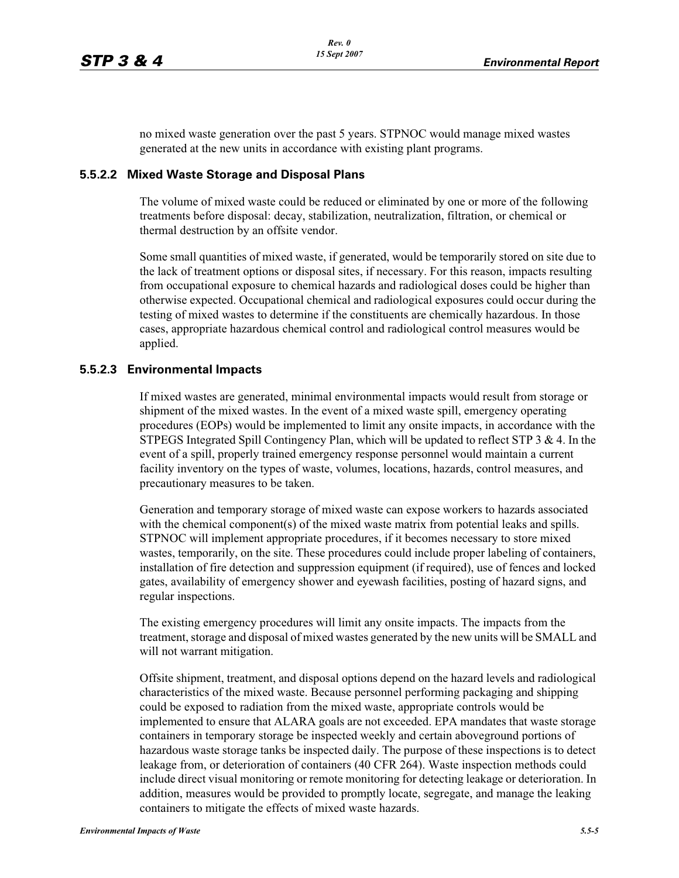no mixed waste generation over the past 5 years. STPNOC would manage mixed wastes generated at the new units in accordance with existing plant programs.

### 5.5.2.2 Mixed Waste Storage and Disposal Plans

The volume of mixed waste could be reduced or eliminated by one or more of the following treatments before disposal: decay, stabilization, neutralization, filtration, or chemical or thermal destruction by an offsite vendor.

Some small quantities of mixed waste, if generated, would be temporarily stored on site due to the lack of treatment options or disposal sites, if necessary. For this reason, impacts resulting from occupational exposure to chemical hazards and radiological doses could be higher than otherwise expected. Occupational chemical and radiological exposures could occur during the testing of mixed wastes to determine if the constituents are chemically hazardous. In those cases, appropriate hazardous chemical control and radiological control measures would be applied.

### 5.5.2.3 Environmental Impacts

If mixed wastes are generated, minimal environmental impacts would result from storage or shipment of the mixed wastes. In the event of a mixed waste spill, emergency operating procedures (EOPs) would be implemented to limit any onsite impacts, in accordance with the STPEGS Integrated Spill Contingency Plan, which will be updated to reflect STP 3 & 4. In the event of a spill, properly trained emergency response personnel would maintain a current facility inventory on the types of waste, volumes, locations, hazards, control measures, and precautionary measures to be taken.

Generation and temporary storage of mixed waste can expose workers to hazards associated with the chemical component(s) of the mixed waste matrix from potential leaks and spills. STPNOC will implement appropriate procedures, if it becomes necessary to store mixed wastes, temporarily, on the site. These procedures could include proper labeling of containers, installation of fire detection and suppression equipment (if required), use of fences and locked gates, availability of emergency shower and eyewash facilities, posting of hazard signs, and regular inspections.

The existing emergency procedures will limit any onsite impacts. The impacts from the treatment, storage and disposal of mixed wastes generated by the new units will be SMALL and will not warrant mitigation.

Offsite shipment, treatment, and disposal options depend on the hazard levels and radiological characteristics of the mixed waste. Because personnel performing packaging and shipping could be exposed to radiation from the mixed waste, appropriate controls would be implemented to ensure that ALARA goals are not exceeded. EPA mandates that waste storage containers in temporary storage be inspected weekly and certain aboveground portions of hazardous waste storage tanks be inspected daily. The purpose of these inspections is to detect leakage from, or deterioration of containers (40 CFR 264). Waste inspection methods could include direct visual monitoring or remote monitoring for detecting leakage or deterioration. In addition, measures would be provided to promptly locate, segregate, and manage the leaking containers to mitigate the effects of mixed waste hazards.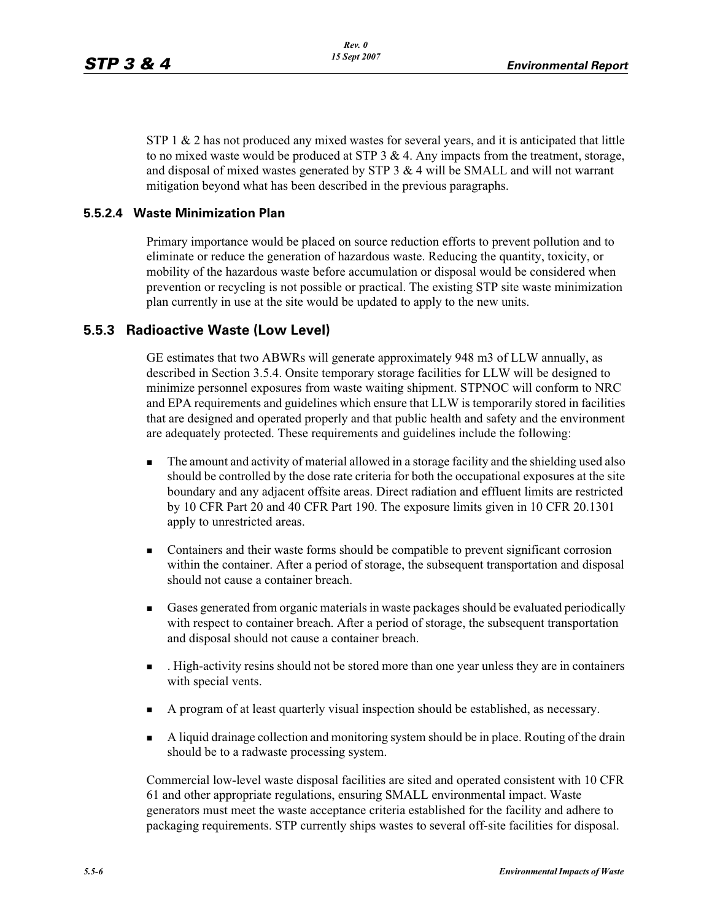STP 1 & 2 has not produced any mixed wastes for several years, and it is anticipated that little to no mixed waste would be produced at STP 3 & 4. Any impacts from the treatment, storage, and disposal of mixed wastes generated by STP 3 & 4 will be SMALL and will not warrant mitigation beyond what has been described in the previous paragraphs.

#### 5.5.2.4 Waste Minimization Plan

Primary importance would be placed on source reduction efforts to prevent pollution and to eliminate or reduce the generation of hazardous waste. Reducing the quantity, toxicity, or mobility of the hazardous waste before accumulation or disposal would be considered when prevention or recycling is not possible or practical. The existing STP site waste minimization plan currently in use at the site would be updated to apply to the new units.

### 5.5.3 Radioactive Waste (Low Level)

GE estimates that two ABWRs will generate approximately 948 m3 of LLW annually, as described in Section 3.5.4. Onsite temporary storage facilities for LLW will be designed to minimize personnel exposures from waste waiting shipment. STPNOC will conform to NRC and EPA requirements and guidelines which ensure that LLW is temporarily stored in facilities that are designed and operated properly and that public health and safety and the environment are adequately protected. These requirements and guidelines include the following:

- The amount and activity of material allowed in a storage facility and the shielding used also should be controlled by the dose rate criteria for both the occupational exposures at the site boundary and any adjacent offsite areas. Direct radiation and effluent limits are restricted by 10 CFR Part 20 and 40 CFR Part 190. The exposure limits given in 10 CFR 20.1301 apply to unrestricted areas.
- Containers and their waste forms should be compatible to prevent significant corrosion within the container. After a period of storage, the subsequent transportation and disposal should not cause a container breach.
- Gases generated from organic materials in waste packages should be evaluated periodically with respect to container breach. After a period of storage, the subsequent transportation and disposal should not cause a container breach.
- . High-activity resins should not be stored more than one year unless they are in containers with special vents.
- A program of at least quarterly visual inspection should be established, as necessary.
- A liquid drainage collection and monitoring system should be in place. Routing of the drain should be to a radwaste processing system.

Commercial low-level waste disposal facilities are sited and operated consistent with 10 CFR 61 and other appropriate regulations, ensuring SMALL environmental impact. Waste generators must meet the waste acceptance criteria established for the facility and adhere to packaging requirements. STP currently ships wastes to several off-site facilities for disposal.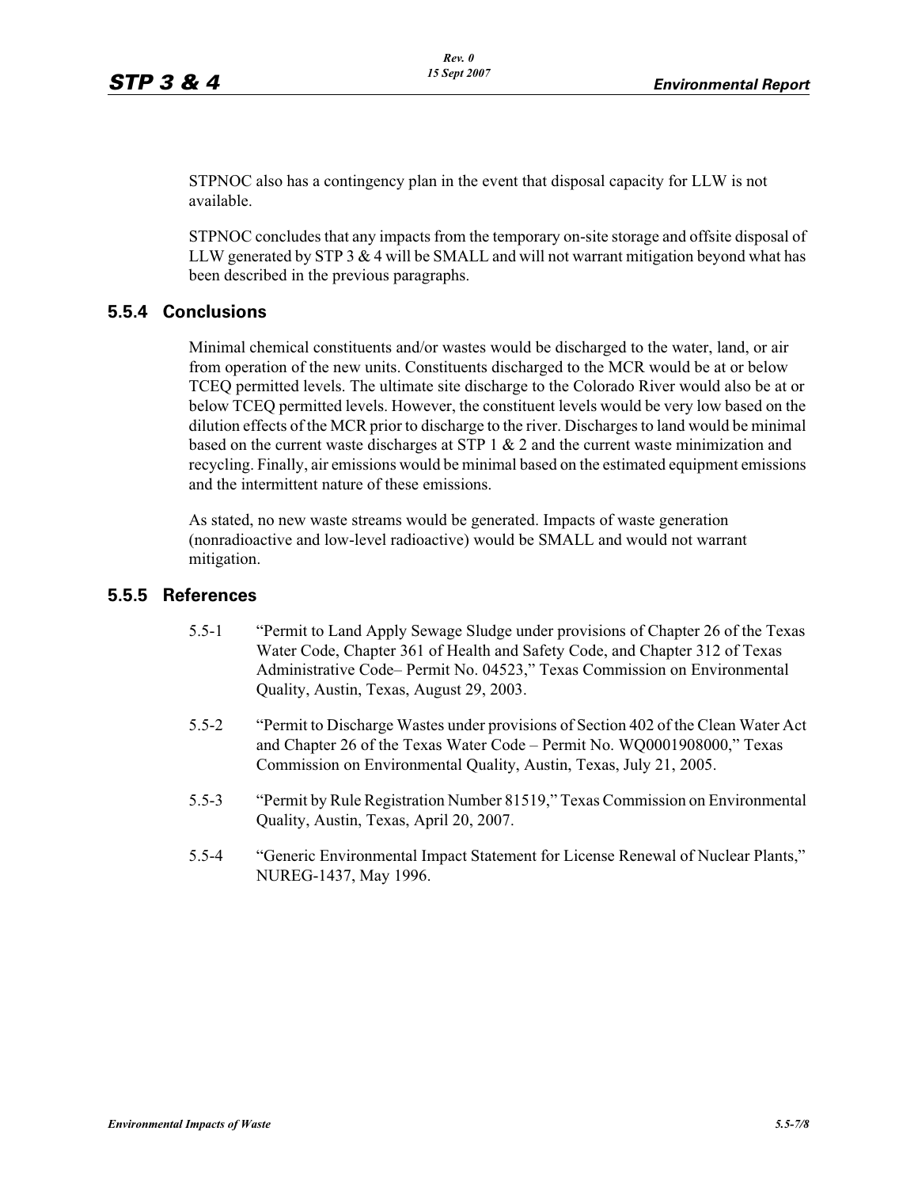STPNOC also has a contingency plan in the event that disposal capacity for LLW is not available.

STPNOC concludes that any impacts from the temporary on-site storage and offsite disposal of LLW generated by STP 3 & 4 will be SMALL and will not warrant mitigation beyond what has been described in the previous paragraphs.

### 5.5.4 Conclusions

Minimal chemical constituents and/or wastes would be discharged to the water, land, or air from operation of the new units. Constituents discharged to the MCR would be at or below TCEQ permitted levels. The ultimate site discharge to the Colorado River would also be at or below TCEQ permitted levels. However, the constituent levels would be very low based on the dilution effects of the MCR prior to discharge to the river. Discharges to land would be minimal based on the current waste discharges at STP 1 & 2 and the current waste minimization and recycling. Finally, air emissions would be minimal based on the estimated equipment emissions and the intermittent nature of these emissions.

As stated, no new waste streams would be generated. Impacts of waste generation (nonradioactive and low-level radioactive) would be SMALL and would not warrant mitigation.

### 5.5.5 References

5.5-1 "Permit to Land Apply Sewage Sludge under provisions of Chapter 26 of the Texas Water Code, Chapter 361 of Health and Safety Code, and Chapter 312 of Texas Administrative Code– Permit No. 04523," Texas Commission on Environmental Quality, Austin, Texas, August 29, 2003.

5.5-2 "Permit to Discharge Wastes under provisions of Section 402 of the Clean Water Act and Chapter 26 of the Texas Water Code – Permit No. WQ0001908000," Texas Commission on Environmental Quality, Austin, Texas, July 21, 2005.

5.5-3 "Permit by Rule Registration Number 81519," Texas Commission on Environmental Quality, Austin, Texas, April 20, 2007.

5.5-4 "Generic Environmental Impact Statement for License Renewal of Nuclear Plants," NUREG-1437, May 1996.